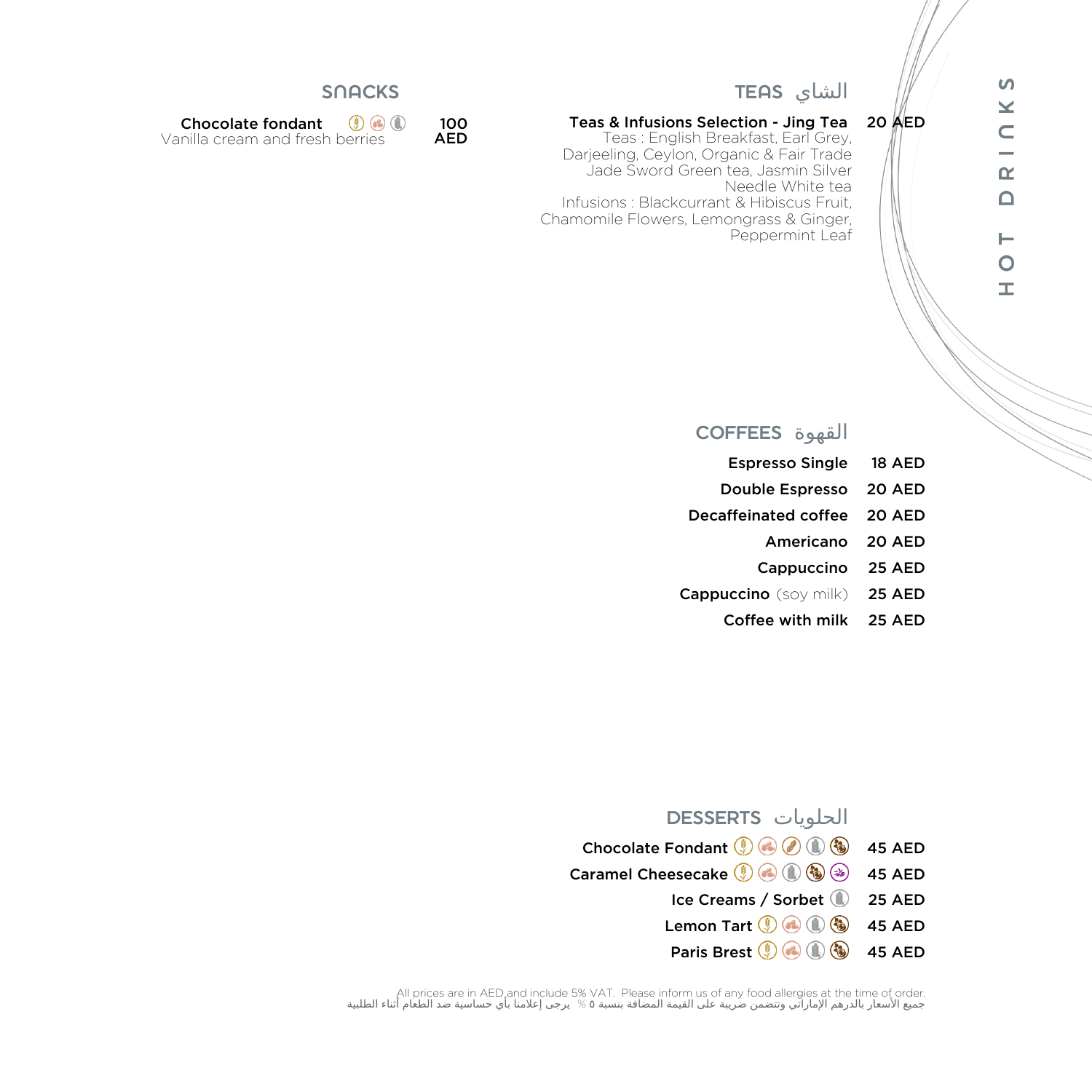# HOT DRINKS

## SNACKS

**Chocolate fondant** — **100 AED**
Vanilla cream and fresh berries

## TEAS الشاي

**Teas & Infusions Selection - Jing Tea** — **20 AED**
Teas : English Breakfast, Earl Grey, Darjeeling, Ceylon, Organic & Fair Trade Jade Sword Green tea, Jasmin Silver Needle White tea
Infusions : Blackcurrant & Hibiscus Fruit, Chamomile Flowers, Lemongrass & Ginger, Peppermint Leaf

## COFFEES القهوة

| Item | Price |
|---|---|
| **Espresso Single** | **18 AED** |
| **Double Espresso** | **20 AED** |
| **Decaffeinated coffee** | **20 AED** |
| **Americano** | **20 AED** |
| **Cappuccino** | **25 AED** |
| **Cappuccino** (soy milk) | **25 AED** |
| **Coffee with milk** | **25 AED** |

## DESSERTS الحلويات

| Item | Price |
|---|---|
| **Chocolate Fondant** | **45 AED** |
| **Caramel Cheesecake** | **45 AED** |
| **Ice Creams / Sorbet** | **25 AED** |
| **Lemon Tart** | **45 AED** |
| **Paris Brest** | **45 AED** |

All prices are in AED and include 5% VAT. Please inform us of any food allergies at the time of order.
جميع الأسعار بالدرهم الإماراتي وتتضمن ضريبة على القيمة المضافة بنسبة ٥ % يرجى إعلامنا بأي حساسية ضد الطعام أثناء الطلبية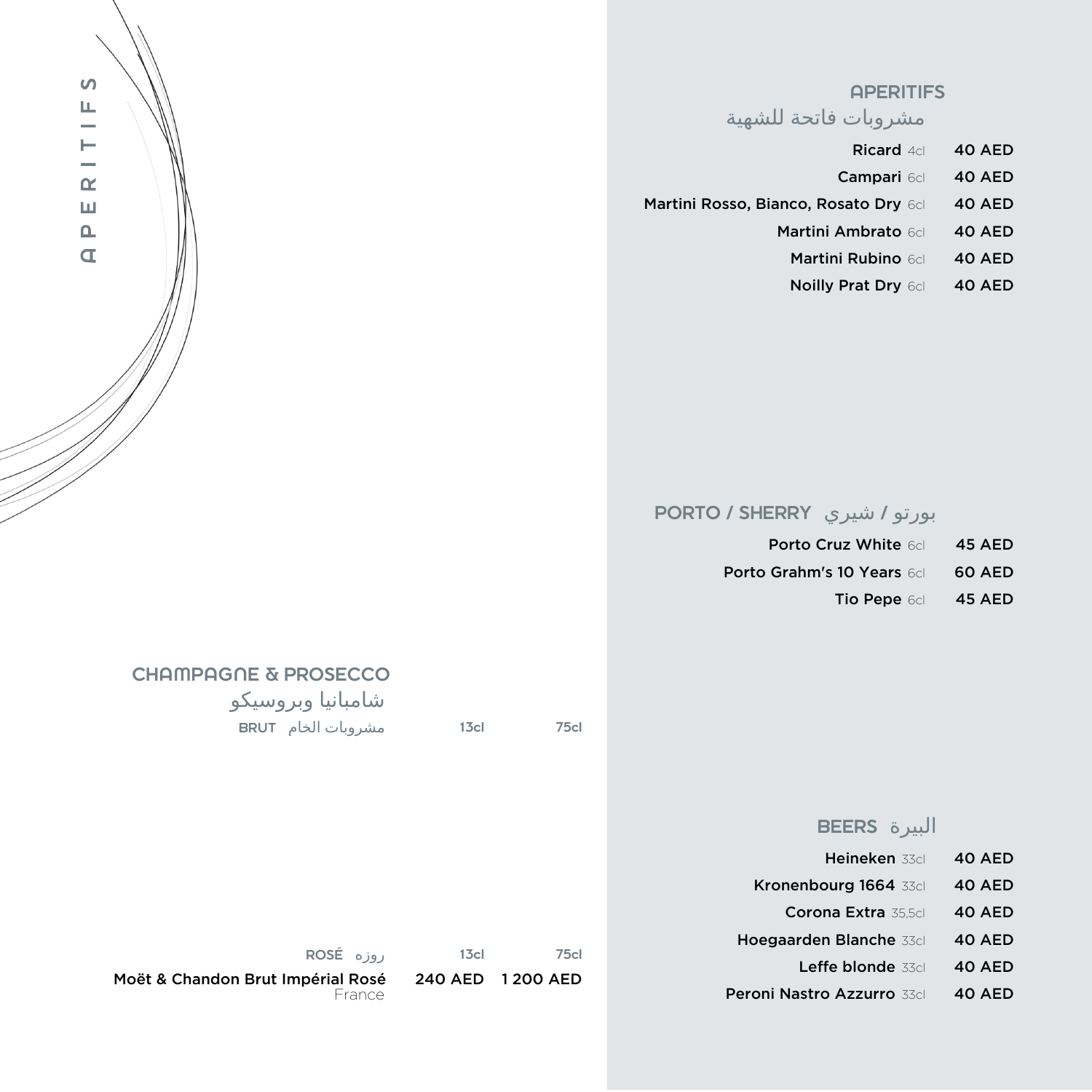# APERITIFS

## CHAMPAGNE & PROSECCO
شامبانيا وبروسيكو

| BRUT مشروبات الخام | 13cl | 75cl |
|---|---|---|

| ROSÉ روزه | 13cl | 75cl |
|---|---|---|
| Moët & Chandon Brut Impérial Rosé<br>France | 240 AED | 1 200 AED |

## APERITIFS
مشروبات فاتحة للشهية

| Item | Price |
|---|---|
| **Ricard** 4cl | 40 AED |
| **Campari** 6cl | 40 AED |
| **Martini Rosso, Bianco, Rosato Dry** 6cl | 40 AED |
| **Martini Ambrato** 6cl | 40 AED |
| **Martini Rubino** 6cl | 40 AED |
| **Noilly Prat Dry** 6cl | 40 AED |

## PORTO / SHERRY بورتو / شيري

| Item | Price |
|---|---|
| **Porto Cruz White** 6cl | 45 AED |
| **Porto Grahm's 10 Years** 6cl | 60 AED |
| **Tio Pepe** 6cl | 45 AED |

## BEERS البيرة

| Item | Price |
|---|---|
| **Heineken** 33cl | 40 AED |
| **Kronenbourg 1664** 33cl | 40 AED |
| **Corona Extra** 35,5cl | 40 AED |
| **Hoegaarden Blanche** 33cl | 40 AED |
| **Leffe blonde** 33cl | 40 AED |
| **Peroni Nastro Azzurro** 33cl | 40 AED |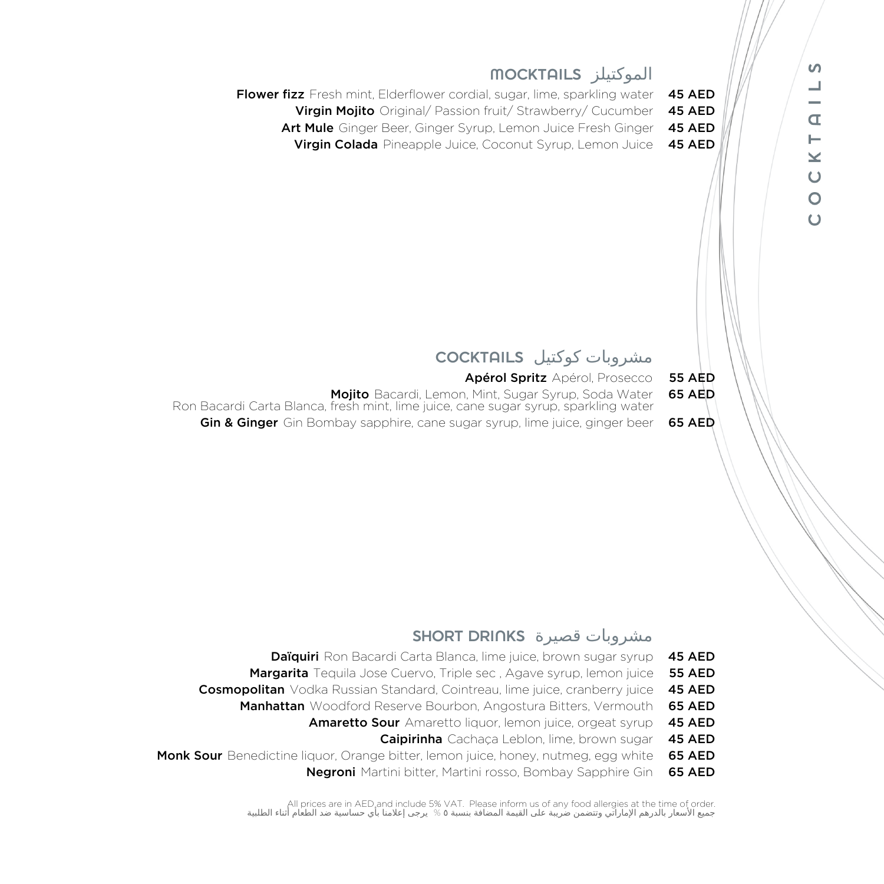## MOCKTAILS الموكتيلز

| Item | Description | Price |
|---|---|---|
| **Flower fizz** | Fresh mint, Elderflower cordial, sugar, lime, sparkling water | 45 AED |
| **Virgin Mojito** | Original/ Passion fruit/ Strawberry/ Cucumber | 45 AED |
| **Art Mule** | Ginger Beer, Ginger Syrup, Lemon Juice Fresh Ginger | 45 AED |
| **Virgin Colada** | Pineapple Juice, Coconut Syrup, Lemon Juice | 45 AED |

## COCKTAILS مشروبات كوكتيل

| Item | Description | Price |
|---|---|---|
| **Apérol Spritz** | Apérol, Prosecco | 55 AED |
| **Mojito** | Bacardi, Lemon, Mint, Sugar Syrup, Soda Water<br>Ron Bacardi Carta Blanca, fresh mint, lime juice, cane sugar syrup, sparkling water | 65 AED |
| **Gin & Ginger** | Gin Bombay sapphire, cane sugar syrup, lime juice, ginger beer | 65 AED |

## SHORT DRINKS مشروبات قصيرة

| Item | Description | Price |
|---|---|---|
| **Daïquiri** | Ron Bacardi Carta Blanca, lime juice, brown sugar syrup | 45 AED |
| **Margarita** | Tequila Jose Cuervo, Triple sec , Agave syrup, lemon juice | 55 AED |
| **Cosmopolitan** | Vodka Russian Standard, Cointreau, lime juice, cranberry juice | 45 AED |
| **Manhattan** | Woodford Reserve Bourbon, Angostura Bitters, Vermouth | 65 AED |
| **Amaretto Sour** | Amaretto liquor, lemon juice, orgeat syrup | 45 AED |
| **Caipirinha** | Cachaça Leblon, lime, brown sugar | 45 AED |
| **Monk Sour** | Benedictine liquor, Orange bitter, lemon juice, honey, nutmeg, egg white | 65 AED |
| **Negroni** | Martini bitter, Martini rosso, Bombay Sapphire Gin | 65 AED |

All prices are in AED and include 5% VAT. Please inform us of any food allergies at the time of order.

جميع الأسعار بالدرهم الإماراتي وتتضمن ضريبة على القيمة المضافة بنسبة ٥ % يرجى إعلامنا بأي حساسية ضد الطعام أثناء الطلبية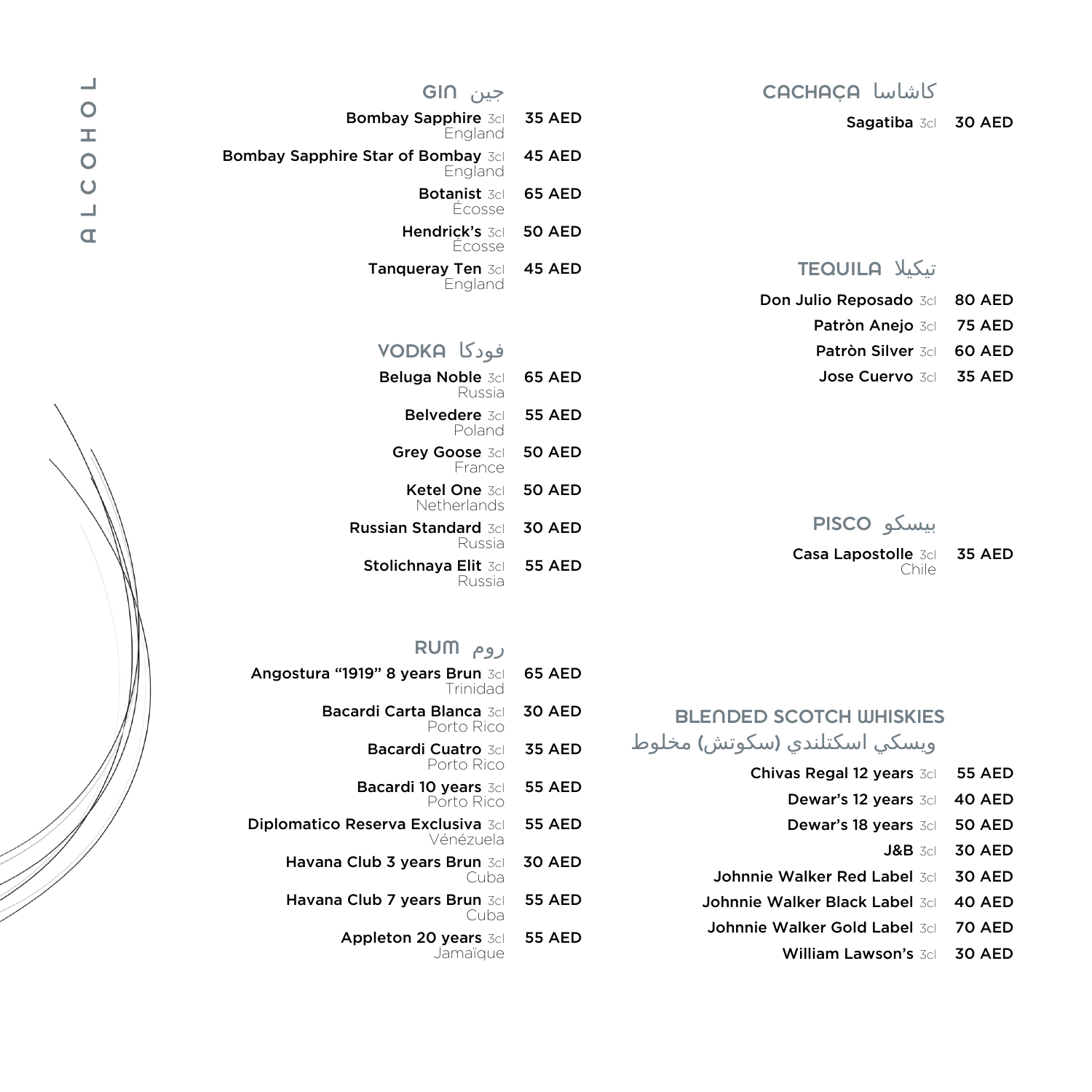# ALCOHOL

## GIN جين

| Item | Price |
|---|---|
| **Bombay Sapphire** 3cl England | 35 AED |
| **Bombay Sapphire Star of Bombay** 3cl England | 45 AED |
| **Botanist** 3cl Écosse | 65 AED |
| **Hendrick's** 3cl Écosse | 50 AED |
| **Tanqueray Ten** 3cl England | 45 AED |

## VODKA فودكا

| Item | Price |
|---|---|
| **Beluga Noble** 3cl Russia | 65 AED |
| **Belvedere** 3cl Poland | 55 AED |
| **Grey Goose** 3cl France | 50 AED |
| **Ketel One** 3cl Netherlands | 50 AED |
| **Russian Standard** 3cl Russia | 30 AED |
| **Stolichnaya Elit** 3cl Russia | 55 AED |

## RUM روم

| Item | Price |
|---|---|
| **Angostura "1919" 8 years Brun** 3cl Trinidad | 65 AED |
| **Bacardi Carta Blanca** 3cl Porto Rico | 30 AED |
| **Bacardi Cuatro** 3cl Porto Rico | 35 AED |
| **Bacardi 10 years** 3cl Porto Rico | 55 AED |
| **Diplomatico Reserva Exclusiva** 3cl Vénézuela | 55 AED |
| **Havana Club 3 years Brun** 3cl Cuba | 30 AED |
| **Havana Club 7 years Brun** 3cl Cuba | 55 AED |
| **Appleton 20 years** 3cl Jamaïque | 55 AED |

## CACHAÇA كاشاسا

| Item | Price |
|---|---|
| **Sagatiba** 3cl | 30 AED |

## TEQUILA تيكيلا

| Item | Price |
|---|---|
| **Don Julio Reposado** 3cl | 80 AED |
| **Patròn Anejo** 3cl | 75 AED |
| **Patròn Silver** 3cl | 60 AED |
| **Jose Cuervo** 3cl | 35 AED |

## PISCO بيسكو

| Item | Price |
|---|---|
| **Casa Lapostolle** 3cl Chile | 35 AED |

## BLENDED SCOTCH WHISKIES ويسكي اسكتلندي (سكوتش) مخلوط

| Item | Price |
|---|---|
| **Chivas Regal 12 years** 3cl | 55 AED |
| **Dewar's 12 years** 3cl | 40 AED |
| **Dewar's 18 years** 3cl | 50 AED |
| **J&B** 3cl | 30 AED |
| **Johnnie Walker Red Label** 3cl | 30 AED |
| **Johnnie Walker Black Label** 3cl | 40 AED |
| **Johnnie Walker Gold Label** 3cl | 70 AED |
| **William Lawson's** 3cl | 30 AED |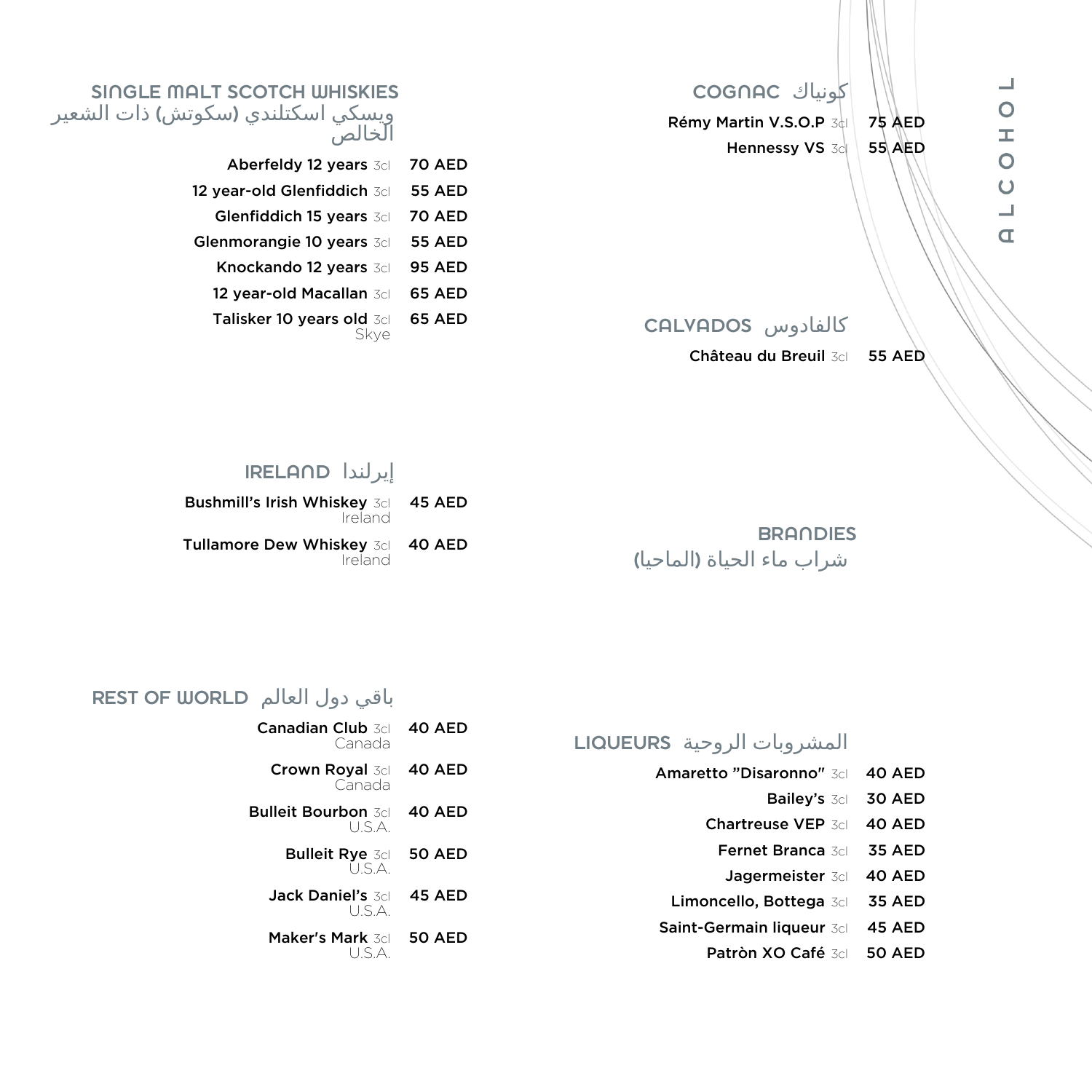# ALCOHOL

## SINGLE MALT SCOTCH WHISKIES
## ويسكي اسكتلندي (سكوتش) ذات الشعير الخالص

| Item | Size | Price |
| --- | --- | --- |
| Aberfeldy 12 years | 3cl | 70 AED |
| 12 year-old Glenfiddich | 3cl | 55 AED |
| Glenfiddich 15 years | 3cl | 70 AED |
| Glenmorangie 10 years | 3cl | 55 AED |
| Knockando 12 years | 3cl | 95 AED |
| 12 year-old Macallan | 3cl | 65 AED |
| Talisker 10 years old Skye | 3cl | 65 AED |

## IRELAND إيرلندا

| Item | Size | Price |
| --- | --- | --- |
| Bushmill's Irish Whiskey Ireland | 3cl | 45 AED |
| Tullamore Dew Whiskey Ireland | 3cl | 40 AED |

## REST OF WORLD باقي دول العالم

| Item | Size | Price |
| --- | --- | --- |
| Canadian Club Canada | 3cl | 40 AED |
| Crown Royal Canada | 3cl | 40 AED |
| Bulleit Bourbon U.S.A. | 3cl | 40 AED |
| Bulleit Rye U.S.A. | 3cl | 50 AED |
| Jack Daniel's U.S.A. | 3cl | 45 AED |
| Maker's Mark U.S.A. | 3cl | 50 AED |

## COGNAC كونياك

| Item | Size | Price |
| --- | --- | --- |
| Rémy Martin V.S.O.P | 3cl | 75 AED |
| Hennessy VS | 3cl | 55 AED |

## CALVADOS كالفادوس

| Item | Size | Price |
| --- | --- | --- |
| Château du Breuil | 3cl | 55 AED |

## BRANDIES
## شراب ماء الحياة (الماحيا)

## LIQUEURS المشروبات الروحية

| Item | Size | Price |
| --- | --- | --- |
| Amaretto "Disaronno" | 3cl | 40 AED |
| Bailey's | 3cl | 30 AED |
| Chartreuse VEP | 3cl | 40 AED |
| Fernet Branca | 3cl | 35 AED |
| Jagermeister | 3cl | 40 AED |
| Limoncello, Bottega | 3cl | 35 AED |
| Saint-Germain liqueur | 3cl | 45 AED |
| Patròn XO Café | 3cl | 50 AED |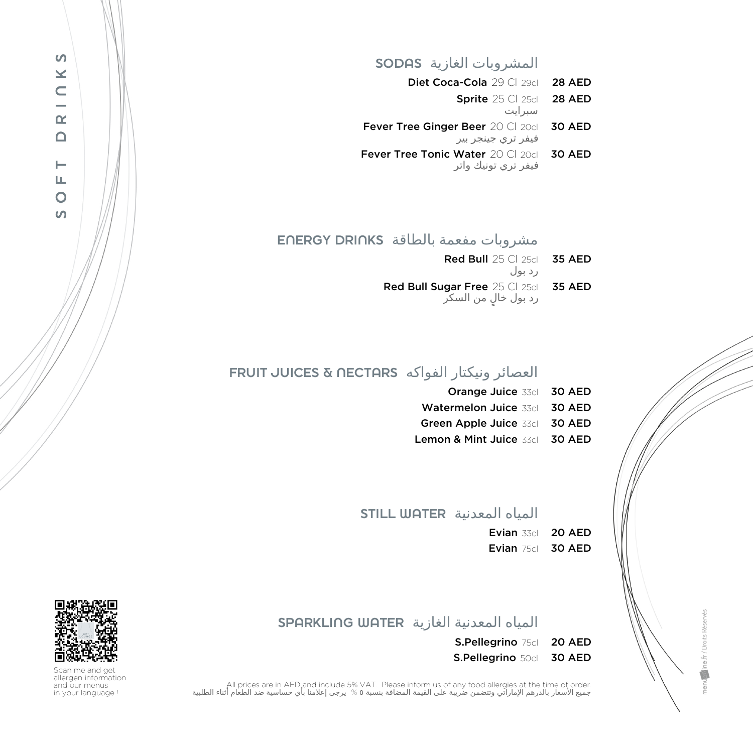# SOFT DRINKS

## SODAS المشروبات الغازية

| | |
|---|---|
| **Diet Coca-Cola** 29 Cl 29cl | 28 AED |
| **Sprite** 25 Cl 25cl<br>سبرايت | 28 AED |
| **Fever Tree Ginger Beer** 20 Cl 20cl<br>فيفر تري جينجر بير | 30 AED |
| **Fever Tree Tonic Water** 20 Cl 20cl<br>فيفر تري تونيك واتر | 30 AED |

## ENERGY DRINKS مشروبات مفعمة بالطاقة

| | |
|---|---|
| **Red Bull** 25 Cl 25cl<br>رد بول | 35 AED |
| **Red Bull Sugar Free** 25 Cl 25cl<br>رد بول خالٍ من السكر | 35 AED |

## FRUIT JUICES & NECTARS العصائر ونيكتار الفواكه

| | |
|---|---|
| **Orange Juice** 33cl | 30 AED |
| **Watermelon Juice** 33cl | 30 AED |
| **Green Apple Juice** 33cl | 30 AED |
| **Lemon & Mint Juice** 33cl | 30 AED |

## STILL WATER المياه المعدنية

| | |
|---|---|
| **Evian** 33cl | 20 AED |
| **Evian** 75cl | 30 AED |

## SPARKLING WATER المياه المعدنية الغازية

| | |
|---|---|
| **S.Pellegrino** 75cl | 20 AED |
| **S.Pellegrino** 50cl | 30 AED |

Scan me and get allergen information and our menus in your language !

All prices are in AED and include 5% VAT. Please inform us of any food allergies at the time of order.
جميع الأسعار بالدرهم الإماراتي وتتضمن ضريبة على القيمة المضافة بنسبة ٥ % يرجى إعلامنا بأي حساسية ضد الطعام أثناء الطلبية

menuonline.fr / Droits Réservés